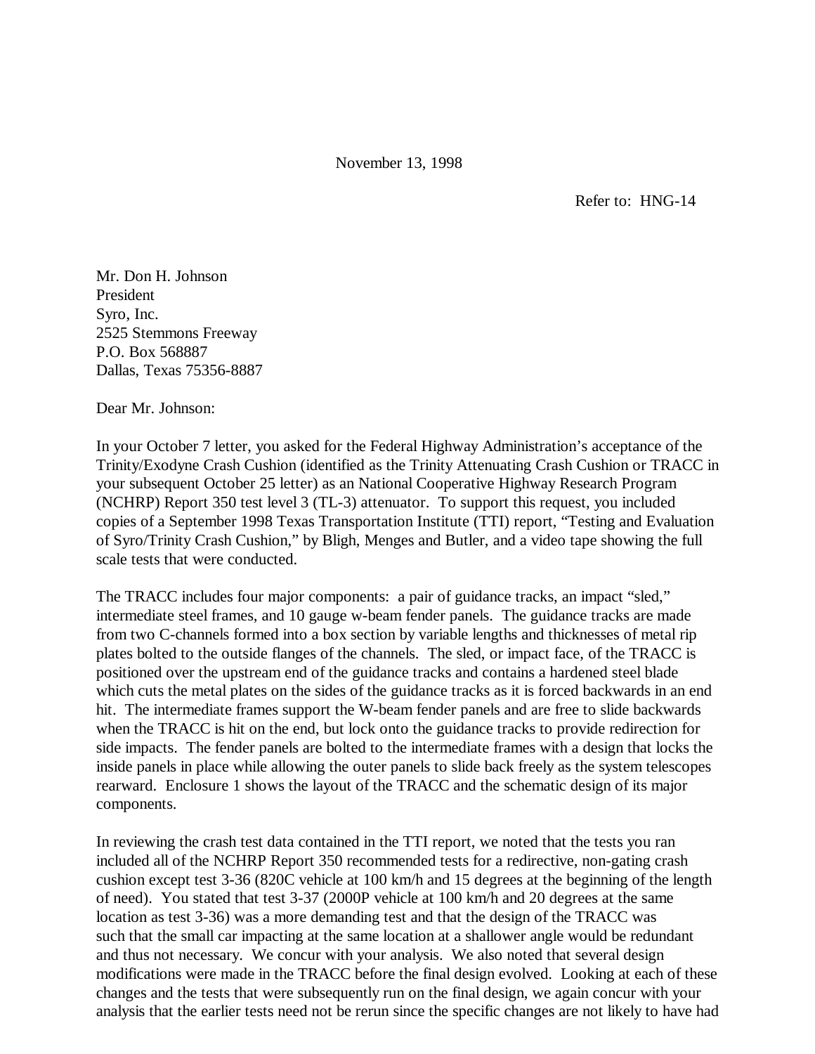November 13, 1998

Refer to: HNG-14

Mr. Don H. Johnson
President
Syro, Inc.
2525 Stemmons Freeway
P.O. Box 568887
Dallas, Texas 75356-8887

Dear Mr. Johnson:

In your October 7 letter, you asked for the Federal Highway Administration's acceptance of the Trinity/Exodyne Crash Cushion (identified as the Trinity Attenuating Crash Cushion or TRACC in your subsequent October 25 letter) as an National Cooperative Highway Research Program (NCHRP) Report 350 test level 3 (TL-3) attenuator. To support this request, you included copies of a September 1998 Texas Transportation Institute (TTI) report, "Testing and Evaluation of Syro/Trinity Crash Cushion," by Bligh, Menges and Butler, and a video tape showing the full scale tests that were conducted.

The TRACC includes four major components: a pair of guidance tracks, an impact "sled," intermediate steel frames, and 10 gauge w-beam fender panels. The guidance tracks are made from two C-channels formed into a box section by variable lengths and thicknesses of metal rip plates bolted to the outside flanges of the channels. The sled, or impact face, of the TRACC is positioned over the upstream end of the guidance tracks and contains a hardened steel blade which cuts the metal plates on the sides of the guidance tracks as it is forced backwards in an end hit. The intermediate frames support the W-beam fender panels and are free to slide backwards when the TRACC is hit on the end, but lock onto the guidance tracks to provide redirection for side impacts. The fender panels are bolted to the intermediate frames with a design that locks the inside panels in place while allowing the outer panels to slide back freely as the system telescopes rearward. Enclosure 1 shows the layout of the TRACC and the schematic design of its major components.

In reviewing the crash test data contained in the TTI report, we noted that the tests you ran included all of the NCHRP Report 350 recommended tests for a redirective, non-gating crash cushion except test 3-36 (820C vehicle at 100 km/h and 15 degrees at the beginning of the length of need). You stated that test 3-37 (2000P vehicle at 100 km/h and 20 degrees at the same location as test 3-36) was a more demanding test and that the design of the TRACC was such that the small car impacting at the same location at a shallower angle would be redundant and thus not necessary. We concur with your analysis. We also noted that several design modifications were made in the TRACC before the final design evolved. Looking at each of these changes and the tests that were subsequently run on the final design, we again concur with your analysis that the earlier tests need not be rerun since the specific changes are not likely to have had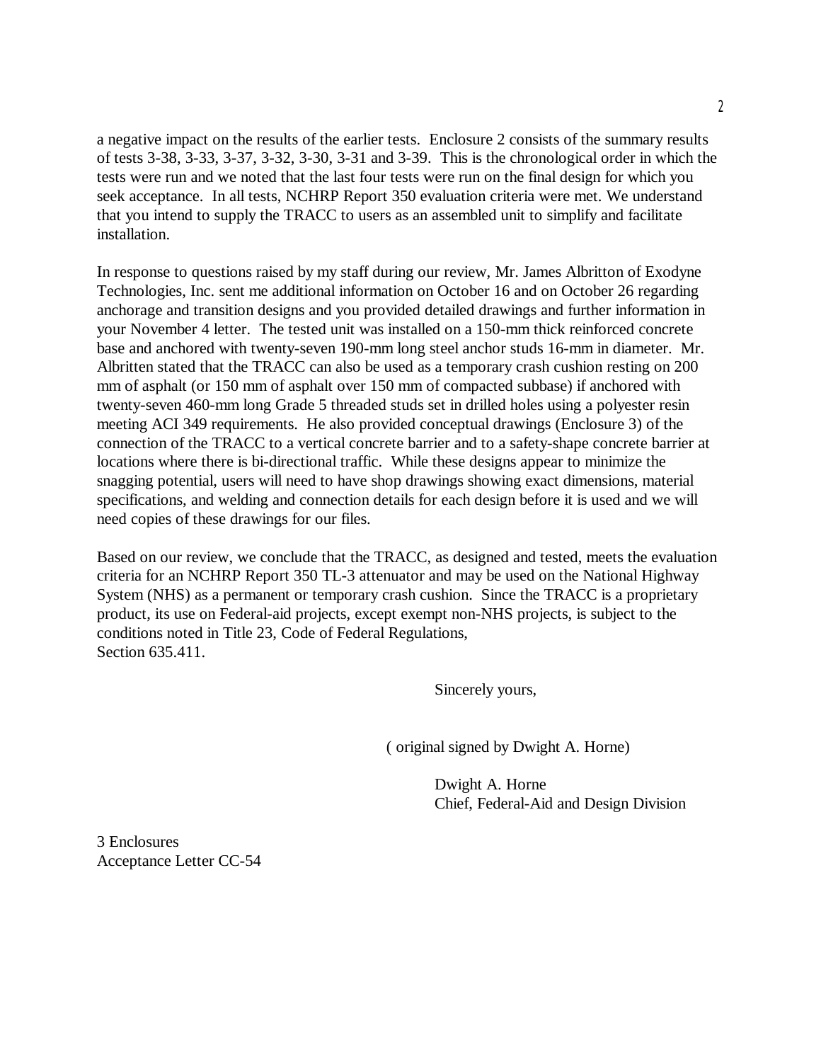a negative impact on the results of the earlier tests. Enclosure 2 consists of the summary results of tests 3-38, 3-33, 3-37, 3-32, 3-30, 3-31 and 3-39. This is the chronological order in which the tests were run and we noted that the last four tests were run on the final design for which you seek acceptance. In all tests, NCHRP Report 350 evaluation criteria were met. We understand that you intend to supply the TRACC to users as an assembled unit to simplify and facilitate installation.

In response to questions raised by my staff during our review, Mr. James Albritton of Exodyne Technologies, Inc. sent me additional information on October 16 and on October 26 regarding anchorage and transition designs and you provided detailed drawings and further information in your November 4 letter. The tested unit was installed on a 150-mm thick reinforced concrete base and anchored with twenty-seven 190-mm long steel anchor studs 16-mm in diameter. Mr. Albritten stated that the TRACC can also be used as a temporary crash cushion resting on 200 mm of asphalt (or 150 mm of asphalt over 150 mm of compacted subbase) if anchored with twenty-seven 460-mm long Grade 5 threaded studs set in drilled holes using a polyester resin meeting ACI 349 requirements. He also provided conceptual drawings (Enclosure 3) of the connection of the TRACC to a vertical concrete barrier and to a safety-shape concrete barrier at locations where there is bi-directional traffic. While these designs appear to minimize the snagging potential, users will need to have shop drawings showing exact dimensions, material specifications, and welding and connection details for each design before it is used and we will need copies of these drawings for our files.

Based on our review, we conclude that the TRACC, as designed and tested, meets the evaluation criteria for an NCHRP Report 350 TL-3 attenuator and may be used on the National Highway System (NHS) as a permanent or temporary crash cushion. Since the TRACC is a proprietary product, its use on Federal-aid projects, except exempt non-NHS projects, is subject to the conditions noted in Title 23, Code of Federal Regulations, Section 635.411.

Sincerely yours,

( original signed by Dwight A. Horne)

Dwight A. Horne
Chief, Federal-Aid and Design Division

3 Enclosures
Acceptance Letter CC-54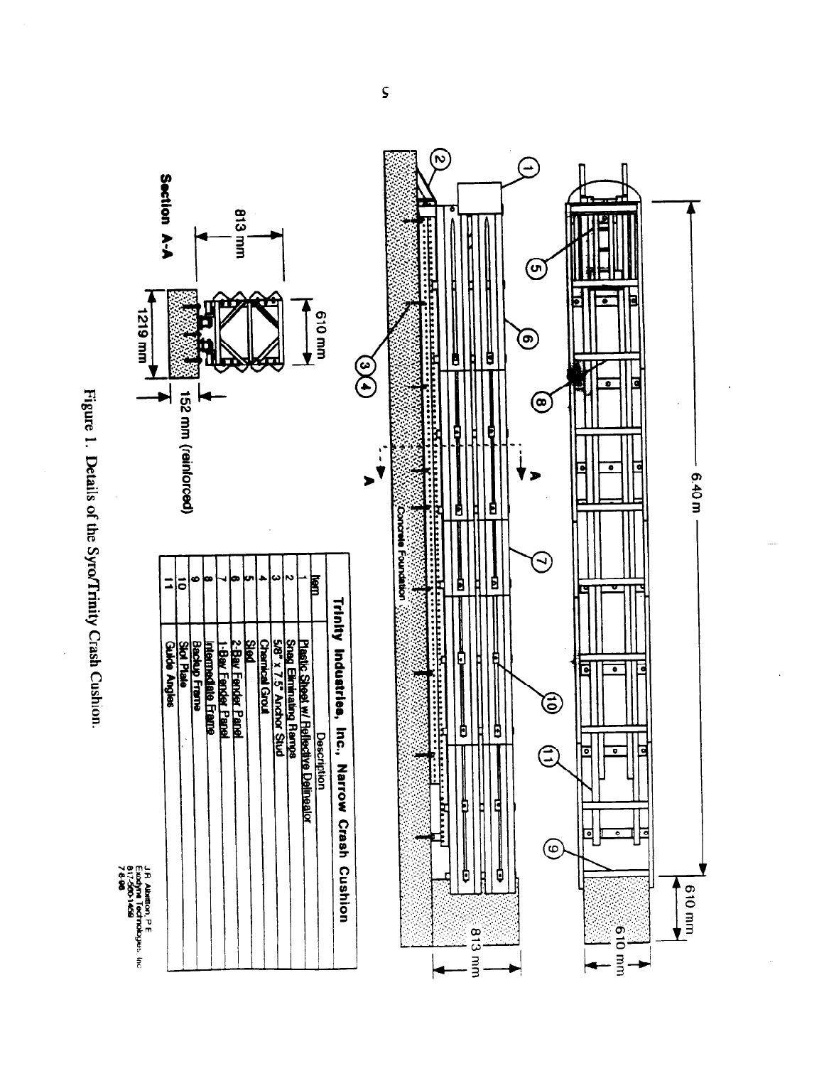**Trinity Industries, Inc., Narrow Crash Cushion**

| Item | Description |
|---|---|
| 1 | Plastic Sheet w/ Reflective Delineator |
| 2 | Snag Eliminating Ramps |
| 3 | 5/8" x 7.5" Anchor Stud |
| 4 | Chemical Grout |
| 5 | Sled |
| 6 | 2-Bay Fender Panel |
| 7 | 1-Bay Fender Panel |
| 8 | Intermediate Frame |
| 9 | Backup Frame |
| 10 | Slot Plate |
| 11 | Guide Angles |

J.R. Albritton, P.E.
Exodyne Technologies, Inc.
817-560-1408
7-8-98

Figure 1. Details of the Syro/Trinity Crash Cushion.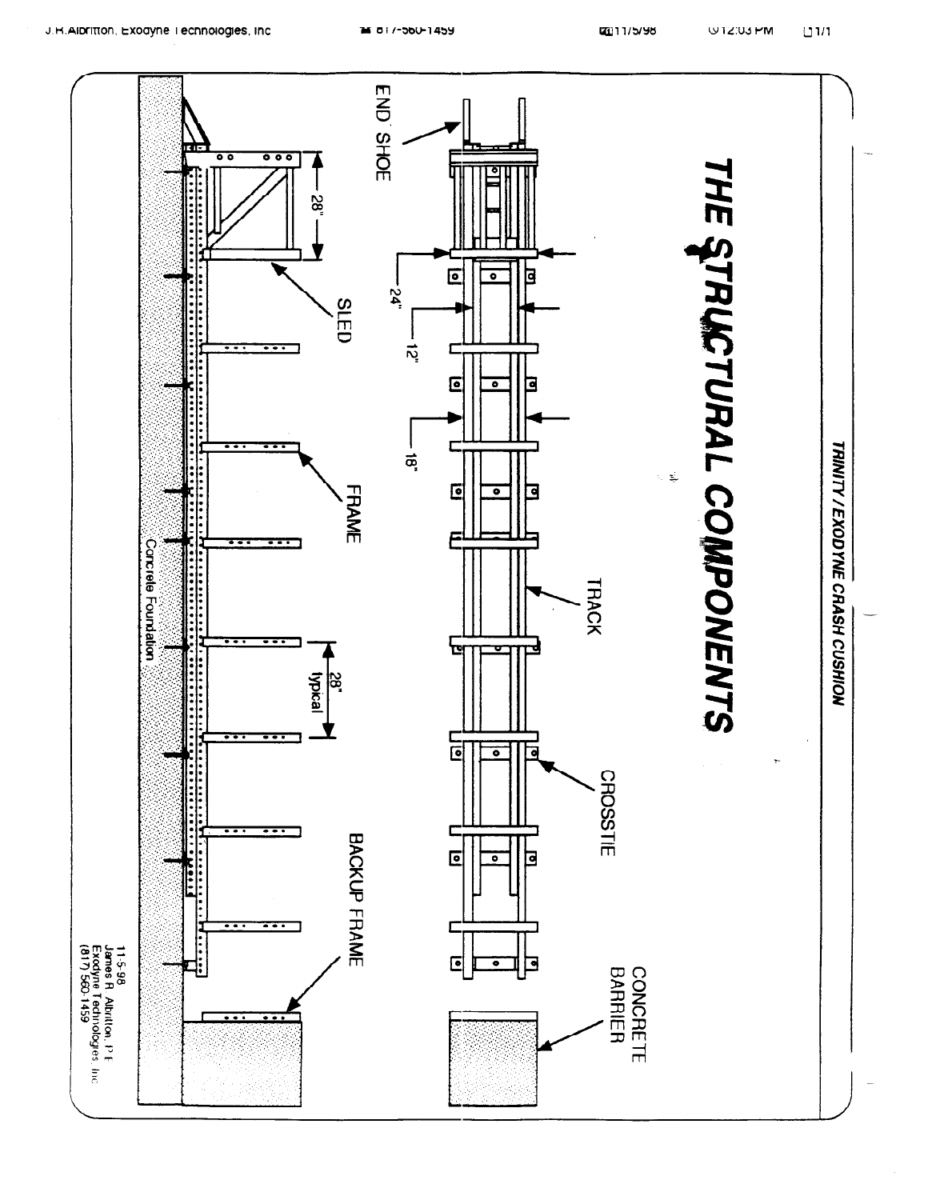*TRINITY / EXODYNE CRASH CUSHION*

# THE STRUCTURAL COMPONENTS

END SHOE

SLED

28"

24"

12"

18"

FRAME

TRACK

28" typical

CROSSTIE

BACKUP FRAME

CONCRETE BARRIER

Concrete Foundation

11-5-98
James R. Albritton, P.E.
Exodyne Technologies, Inc
(817) 560-1459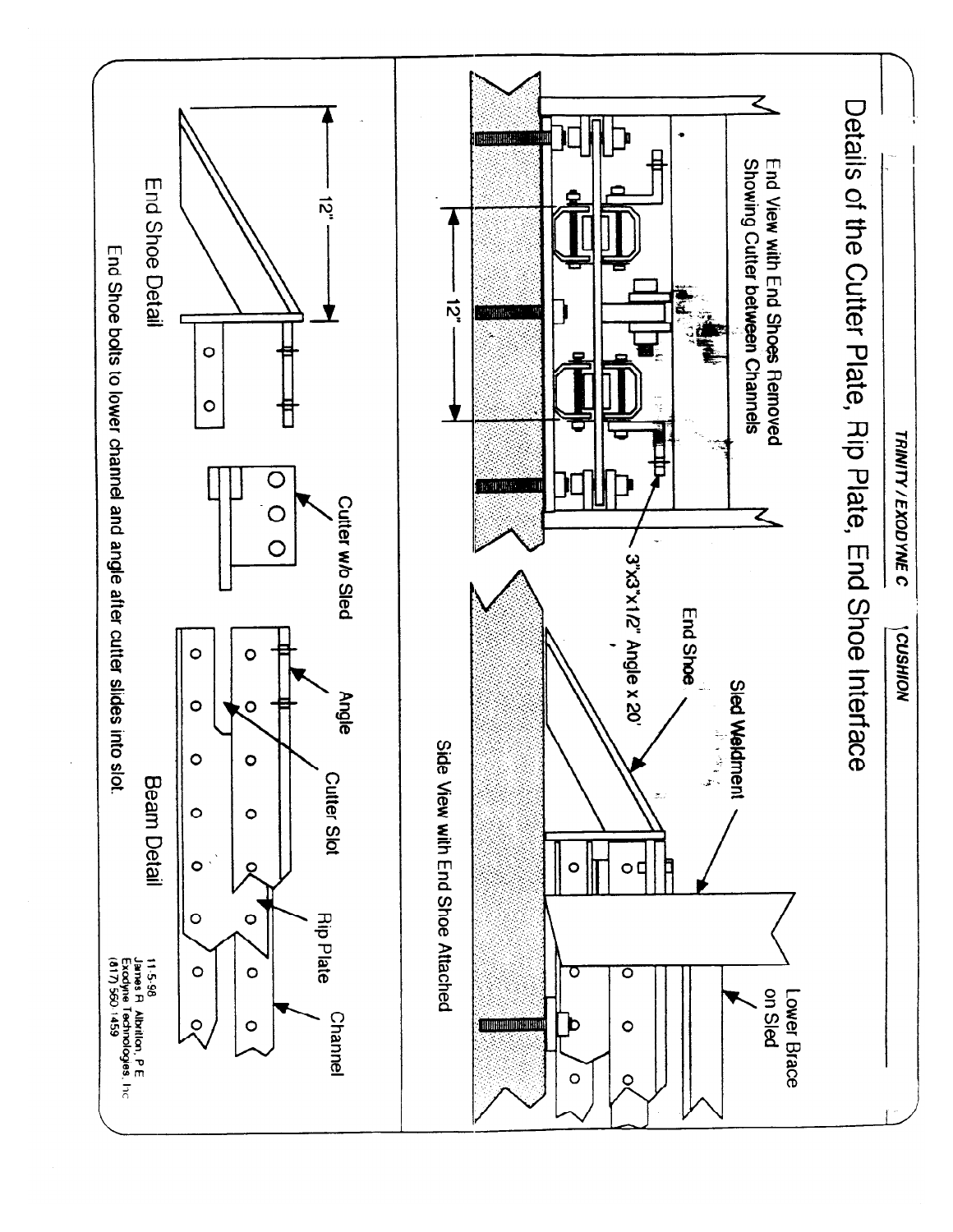TRINITY / EXODYNE C | CUSHION

# Details of the Cutter Plate, Rip Plate, End Shoe Interface

End View with End Shoes Removed Showing Cutter between Channels

12"

3"x3"x1/2" Angle x 20'

End Shoe

Sled Weldment

Lower Brace on Sled

Side View with End Shoe Attached

12"

End Shoe Detail

Cutter w/o Sled

Angle

Cutter Slot

Rip Plate

Channel

Beam Detail

End Shoe bolts to lower channel and angle after cutter slides into slot.

11-5-98
James R. Albritton, P.E.
Exodyne Technologies, Inc
(617) 560-1459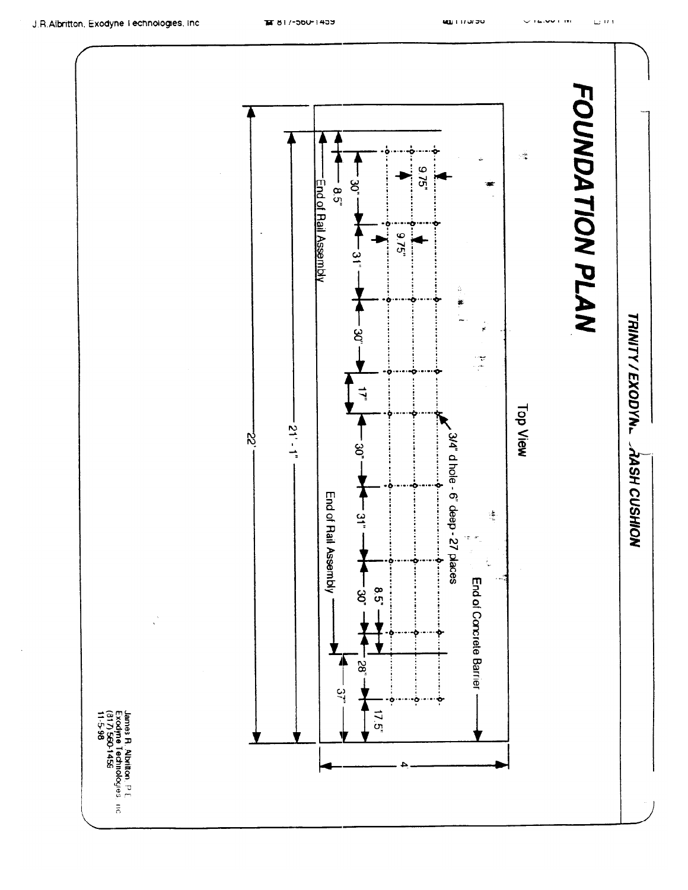# FOUNDATION PLAN

**TRINITY / EXODYNE CRASH CUSHION**

Top View

End of Concrete Barrier

End of Rail Assembly

End of Rail Assembly

3/4" d hole - 6" deep - 27 places

8.5"

30"

31"

30"

17"

30"

31"

30"

8.5"

28"

17.5"

37"

9.75"

9.75"

21' - 1"

22'

4'

James R. Albritton, P.E.
Exodyne Technologies, Inc
(817) 560-1456
11-5-98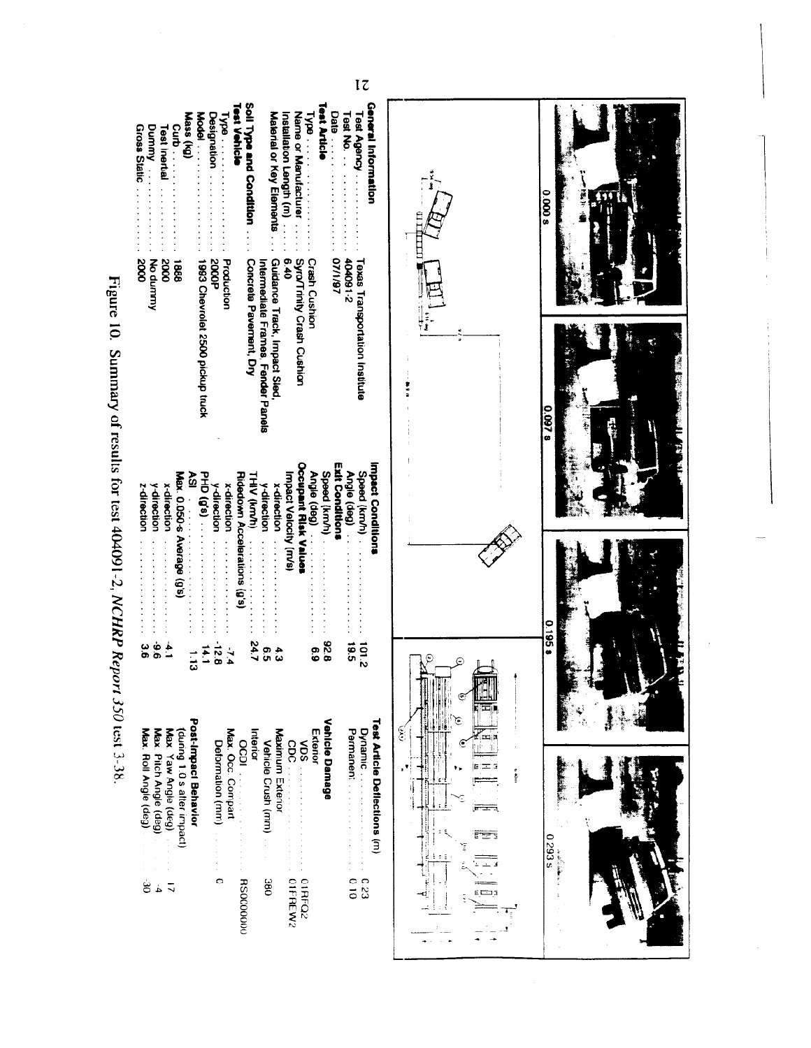**General Information**

| | |
|---|---|
| Test Agency | Texas Transportation Institute |
| Test No. | 404091-2 |
| Date | 07/1/97 |

**Test Article**

| | |
|---|---|
| Type | Crash Cushion |
| Name or Manufacturer | Syro/Trinity Crash Cushion |
| Installation Length (m) | 6.40 |
| Material or Key Elements | Guidance Track, Impact Sled, Intermediate Frames, Fender Panels |

**Soil Type and Condition** ... Concrete Pavement, Dry

**Test Vehicle**

| | |
|---|---|
| Type | Production |
| Designation | 2000P |
| Model | 1993 Chevrolet 2500 pickup truck |

**Mass (kg)**

| | |
|---|---|
| Curb | 1868 |
| Test Inertial | 2000 |
| Dummy | No dummy |
| Gross Static | 2000 |

**Impact Conditions**

| | |
|---|---|
| Speed (km/h) | 101.2 |
| Angle (deg) | 19.5 |

**Exit Conditions**

| | |
|---|---|
| Speed (km/h) | 92.8 |
| Angle (deg) | 6.9 |

**Occupant Risk Values**

| | |
|---|---|
| Impact Velocity (m/s) | |
| x-direction | 4.3 |
| y-direction | 6.5 |
| THIV (km/h) | 24.7 |
| Ridedown Accelerations (g's) | |
| x-direction | -7.4 |
| y-direction | -12.8 |
| PHD (g's) | 14.1 |
| ASI | 1.13 |
| Max. 0.050-s Average (g's) | |
| x-direction | -4.1 |
| y-direction | -9.6 |
| z-direction | 3.6 |

**Test Article Deflections (m)**

| | |
|---|---|
| Dynamic | 0.23 |
| Permanent | 0.10 |

**Vehicle Damage**

| | |
|---|---|
| Exterior | |
| VDS | 01RFQ2 |
| CDC | 01FREW2 |
| Maximum Exterior Vehicle Crush (mm) | 380 |
| Interior | |
| OCDI | RS0000000 |
| Max. Occ. Compart. Deformation (mm) | 0 |

**Post-Impact Behavior**
(during 1.0 s after impact)

| | |
|---|---|
| Max. Yaw Angle (deg) | 17 |
| Max. Pitch Angle (deg) | -4 |
| Max. Roll Angle (deg) | -30 |

Figure 10. Summary of results for test 404091-2, *NCHRP Report 350* test 3-38.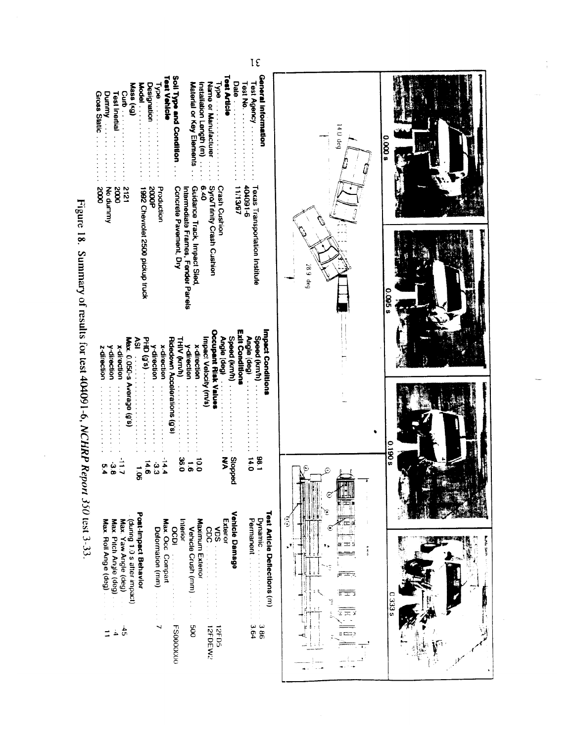0.000 s | 0.095 s | 0.190 s | 0.333 s

14.0 deg

28.9 deg

**General Information**

| | |
|---|---|
| Test Agency | Texas Transportation Institute |
| Test No. | 404091-6 |
| Date | 11/13/97 |

**Test Article**

| | |
|---|---|
| Type | Crash Cushion |
| Name or Manufacturer | Syro/Trinity Crash Cushion |
| Installation Length (m) | 6.40 |
| Material or Key Elements | Guidance Track, Impact Sled, Intermediate Frames, Fender Panels |

**Soil Type and Condition** Concrete Pavement, Dry

**Test Vehicle**

| | |
|---|---|
| Type | Production |
| Designation | 2000P |
| Model | 1992 Chevrolet 2500 pickup truck |
| Mass (kg) | |
| Curb | 2121 |
| Test Inertial | 2000 |
| Dummy | No dummy |
| Gross Static | 2000 |

**Impact Conditions**

| | |
|---|---|
| Speed (km/h) | 98.1 |
| Angle (deg) | 14.0 |

**Exit Conditions**

| | |
|---|---|
| Speed (km/h) | Stopped |
| Angle (deg) | N/A |

**Occupant Risk Values**

| | |
|---|---|
| Impact Velocity (m/s) | |
| x-direction | 10.0 |
| y-direction | 1.6 |
| THIV (km/h) | 36.0 |
| Ridedown Accelerations (g's) | |
| x-direction | -14.4 |
| y-direction | -3.3 |
| PHD (g's) | 14.6 |
| ASI | 1.06 |
| Max. 0.050-s Average (g's) | |
| x-direction | -11.7 |
| y-direction | -3.8 |
| z-direction | 5.4 |

**Test Article Deflections (m)**

| | |
|---|---|
| Dynamic | 3.86 |
| Permanent | 3.64 |

**Vehicle Damage**

| | |
|---|---|
| Exterior | |
| VDS | 12FD5 |
| CDC | 12FDEW2 |
| Maximum Exterior Vehicle Crush (mm) | 500 |
| Interior | |
| OCDI | FS0000000 |
| Max. Occ. Compart. Deformation (mm) | 7 |

**Post-Impact Behavior** (during 1.0 s after impact)

| | |
|---|---|
| Max. Yaw Angle (deg) | -45 |
| Max. Pitch Angle (deg) | -4 |
| Max. Roll Angle (deg) | 11 |

Figure 18. Summary of results for test 404091-6, *NCHRP Report 350* test 3-33.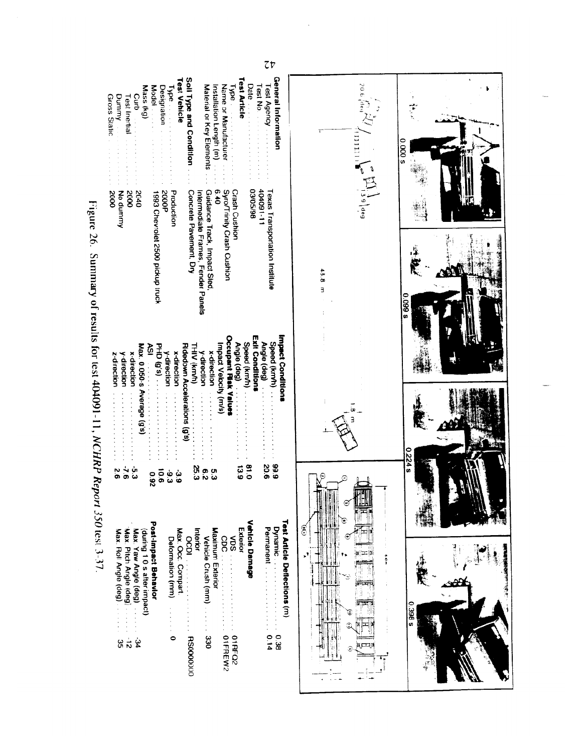0.000 s | 0.099 s | 0.224 s | 0.398 s

20.6 deg | 13.9 deg | 43.8 m | 1.8 m | 6.4 m

**General Information**
- Test Agency: Texas Transportation Institute
- Test No.: 404091-11
- Date: 03/05/98

**Test Article**
- Type: Crash Cushion
- Name or Manufacturer: Syro/Trinity Crash Cushion
- Installation Length (m): 6.40
- Material or Key Elements: Guidance Track, Impact Sled, Intermediate Frames, Fender Panels

**Soil Type and Condition**: Concrete Pavement, Dry

**Test Vehicle**
- Type: Production
- Designation: 2000P
- Model: 1993 Chevrolet 2500 pickup truck
- Mass (kg)
  - Curb: 2040
  - Test Inertial: 2000
  - Dummy: No dummy
  - Gross Static: 2000

**Impact Conditions**
- Speed (km/h): 99.9
- Angle (deg): 20.6

**Exit Conditions**
- Speed (km/h): 81.0
- Angle (deg): 13.9

**Occupant Risk Values**
- Impact Velocity (m/s)
  - x-direction: 5.3
  - y-direction: 6.2
- THIV (km/h): 25.3
- Ridedown Accelerations (g's)
  - x-direction: -3.9
  - y-direction: -9.3
- PHD (g's): 10.6
- ASI: 0.92
- Max. 0.050-s Average (g's)
  - x-direction: -5.3
  - y-direction: -7.6
  - z-direction: 2.6

**Test Article Deflections (m)**
- Dynamic: 0.38
- Permanent: 0.14

**Vehicle Damage**
- Exterior
  - VDS: 01RFQ2
  - CDC: 01FREW2
- Maximum Exterior Vehicle Crush (mm): 330
- Interior
  - OCDI: RS0000000
- Max. Occ. Compart. Deformation (mm): 0

**Post-Impact Behavior** (during 1.0 s after impact)
- Max. Yaw Angle (deg): -34
- Max. Pitch Angle (deg): -12
- Max. Roll Angle (deg): 35

Figure 26. Summary of results for test 404091-11, *NCHRP Report 350* test 3-37.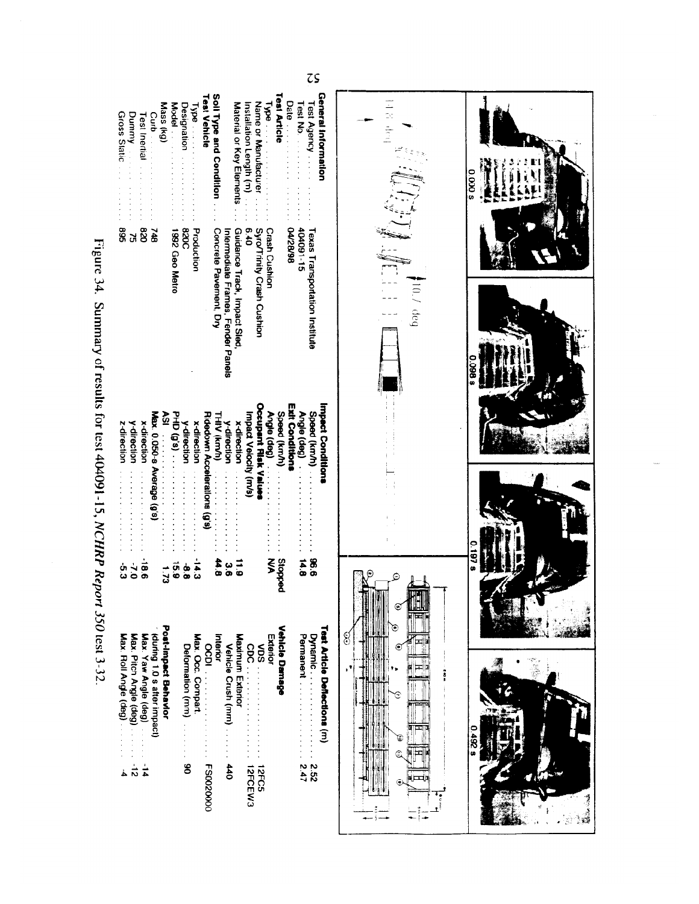0.000 s | 0.098 s | 0.197 s | 0.492 s

14.8 deg

10.7 deg

**General Information**
- Test Agency: Texas Transportation Institute
- Test No.: 404091-15
- Date: 04/28/98

**Test Article**
- Type: Crash Cushion
- Name or Manufacturer: Syro/Trinity Crash Cushion
- Installation Length (m): 6.40
- Material or Key Elements: Guidance Track, Impact Sled, Intermediate Frames, Fender Panels

**Soil Type and Condition**: Concrete Pavement, Dry

**Test Vehicle**
- Type: Production
- Designation: 820C
- Model: 1992 Geo Metro
- Mass (kg)
  - Curb: 748
  - Test Inertial: 820
  - Dummy: 75
  - Gross Static: 895

**Impact Conditions**
- Speed (km/h): 96.6
- Angle (deg): 14.8

**Exit Conditions**
- Speed (km/h): Stopped
- Angle (deg): N/A

**Occupant Risk Values**
- Impact Velocity (m/s)
  - x-direction: 11.9
  - y-direction: 3.6
- THIV (km/h): 44.8
- Ridedown Accelerations (g's)
  - x-direction: -14.3
  - y-direction: -8.8
- PHD (g's): 15.9
- ASI: 1.73
- Max. 0.050-s Average (g's)
  - x-direction: -18.6
  - y-direction: -7.0
  - z-direction: -5.3

**Test Article Deflections (m)**
- Dynamic: 2.52
- Permanent: 2.47

**Vehicle Damage**
- Exterior
  - VDS: 12FC5
  - CDC: 12FCEW3
- Maximum Exterior Vehicle Crush (mm): 440
- Interior
  - OCDI: FS0020000
- Max. Occ. Compart. Deformation (mm): 90

**Post-Impact Behavior** (during 1.0 s after impact)
- Max. Yaw Angle (deg): -14
- Max. Pitch Angle (deg): -12
- Max. Roll Angle (deg): -4

Figure 34. Summary of results for test 404091-15, *NCHRP Report 350* test 3-32.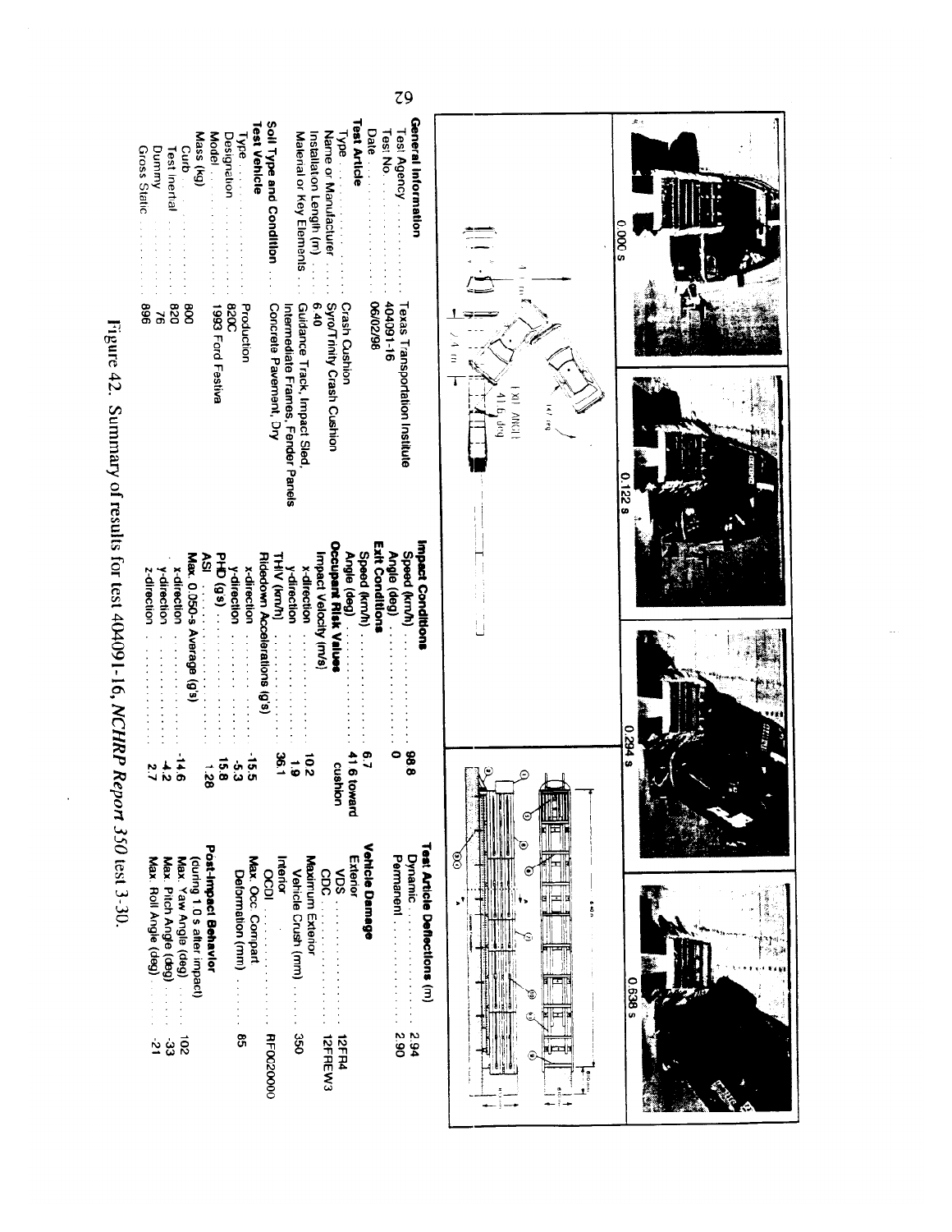0.000 s | 0.122 s | 0.294 s | 0.638 s

Exit Angle 41.6 deg

| **General Information** | |
|---|---|
| Test Agency | Texas Transportation Institute |
| Test No. | 404091-16 |
| Date | 06/02/98 |
| **Test Article** | |
| Type | Crash Cushion |
| Name or Manufacturer | Syro/Trinity Crash Cushion |
| Installation Length (m) | 6.40 |
| Material or Key Elements | Guidance Track, Impact Sled, Intermediate Frames, Fender Panels |
| **Soil Type and Condition** | Concrete Pavement, Dry |
| **Test Vehicle** | |
| Type | Production |
| Designation | 820C |
| Model | 1993 Ford Festiva |
| Mass (kg) | |
| Curb | 800 |
| Test Inertial | 820 |
| Dummy | 76 |
| Gross Static | 896 |

| **Impact Conditions** | |
|---|---|
| Speed (km/h) | 98.8 |
| Angle (deg) | 0 |
| **Exit Conditions** | |
| Speed (km/h) | 6.7 |
| Angle (deg) | 41.6 toward cushion |
| **Occupant Risk Values** | |
| Impact Velocity (m/s) | |
| x-direction | 10.2 |
| y-direction | 1.9 |
| THIV (km/h) | 36.1 |
| Ridedown Accelerations (g's) | |
| x-direction | -15.5 |
| y-direction | -5.3 |
| PHD (g's) | 15.8 |
| ASI | 1.28 |
| Max. 0.050-s Average (g's) | |
| x-direction | -14.6 |
| y-direction | -4.2 |
| z-direction | 2.7 |

| **Test Article Deflections (m)** | |
|---|---|
| Dynamic | 2.94 |
| Permanent | 2.90 |
| **Vehicle Damage** | |
| Exterior | |
| VDS | 12FR4 |
| CDC | 12FREW3 |
| Maximum Exterior Vehicle Crush (mm) | 350 |
| Interior | |
| OCDI | RF0020000 |
| Max. Occ. Compart. Deformation (mm) | 85 |
| **Post-Impact Behavior** (during 1.0 s after impact) | |
| Max. Yaw Angle (deg) | 102 |
| Max. Pitch Angle (deg) | -33 |
| Max. Roll Angle (deg) | -21 |

Figure 42. Summary of results for test 404091-16, *NCHRP Report 350* test 3-30.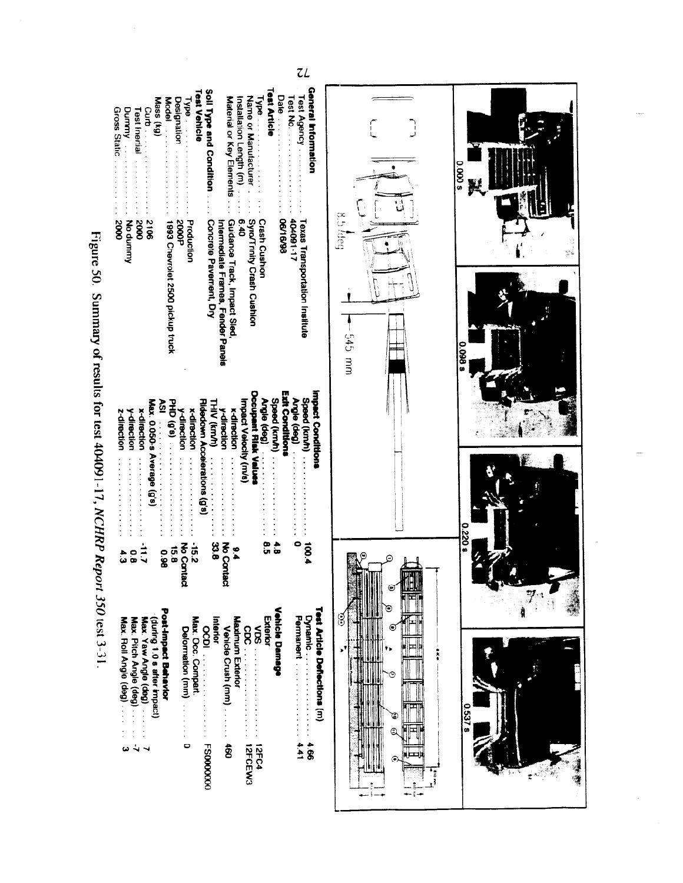0.000 s

0.098 s

0.220 s

0.537 s

8.5 deg

545 mm

**General Information**

| | |
|---|---|
| Test Agency | Texas Transportation Institute |
| Test No. | 404091-17 |
| Date | 06/16/98 |

**Test Article**

| | |
|---|---|
| Type | Crash Cushion |
| Name or Manufacturer | Syro/Trinity Crash Cushion |
| Installation Length (m) | 6.40 |
| Material or Key Elements | Guidance Track, Impact Sled, Intermediate Frames, Fender Panels |

**Soil Type and Condition** . . . Concrete Pavement, Dry

**Test Vehicle**

| | |
|---|---|
| Type | Production |
| Designation | 2000P |
| Model | 1993 Chevrolet 2500 pickup truck |
| Mass (kg) | |
| Curb | 2106 |
| Test Inertial | 2000 |
| Dummy | No dummy |
| Gross Static | 2000 |

**Impact Conditions**

| | |
|---|---|
| Speed (km/h) | 100.4 |
| Angle (deg) | 0 |

**Exit Conditions**

| | |
|---|---|
| Speed (km/h) | 4.8 |
| Angle (deg) | 8.5 |

**Occupant Risk Values**

| | |
|---|---|
| Impact Velocity (m/s) | |
| x-direction | 9.4 |
| y-direction | No Contact |
| THIV (km/h) | 33.8 |
| Ridedown Accelerations (g's) | |
| x-direction | -15.2 |
| y-direction | No Contact |
| PHD (g's) | 15.8 |
| ASI | 0.98 |
| Max. 0.050-s Average (g's) | |
| x-direction | -11.7 |
| y-direction | 0.8 |
| z-direction | 4.3 |

**Test Article Deflections (m)**

| | |
|---|---|
| Dynamic | 4.66 |
| Permanent | 4.41 |

**Vehicle Damage**

| | |
|---|---|
| Exterior | |
| VDS | 12FC4 |
| CDC | 12FCEW3 |
| Maximum Exterior Vehicle Crush (mm) | 460 |
| Interior | |
| OCDI | FS0000000 |
| Max. Occ. Compart. Deformation (mm) | 0 |

**Post-Impact Behavior**
(during 1.0 s after impact)

| | |
|---|---|
| Max. Yaw Angle (deg) | 7 |
| Max. Pitch Angle (deg) | -7 |
| Max. Roll Angle (deg) | 3 |

Figure 50. Summary of results for test 404091-17, *NCHRP Report 350* test 3-31.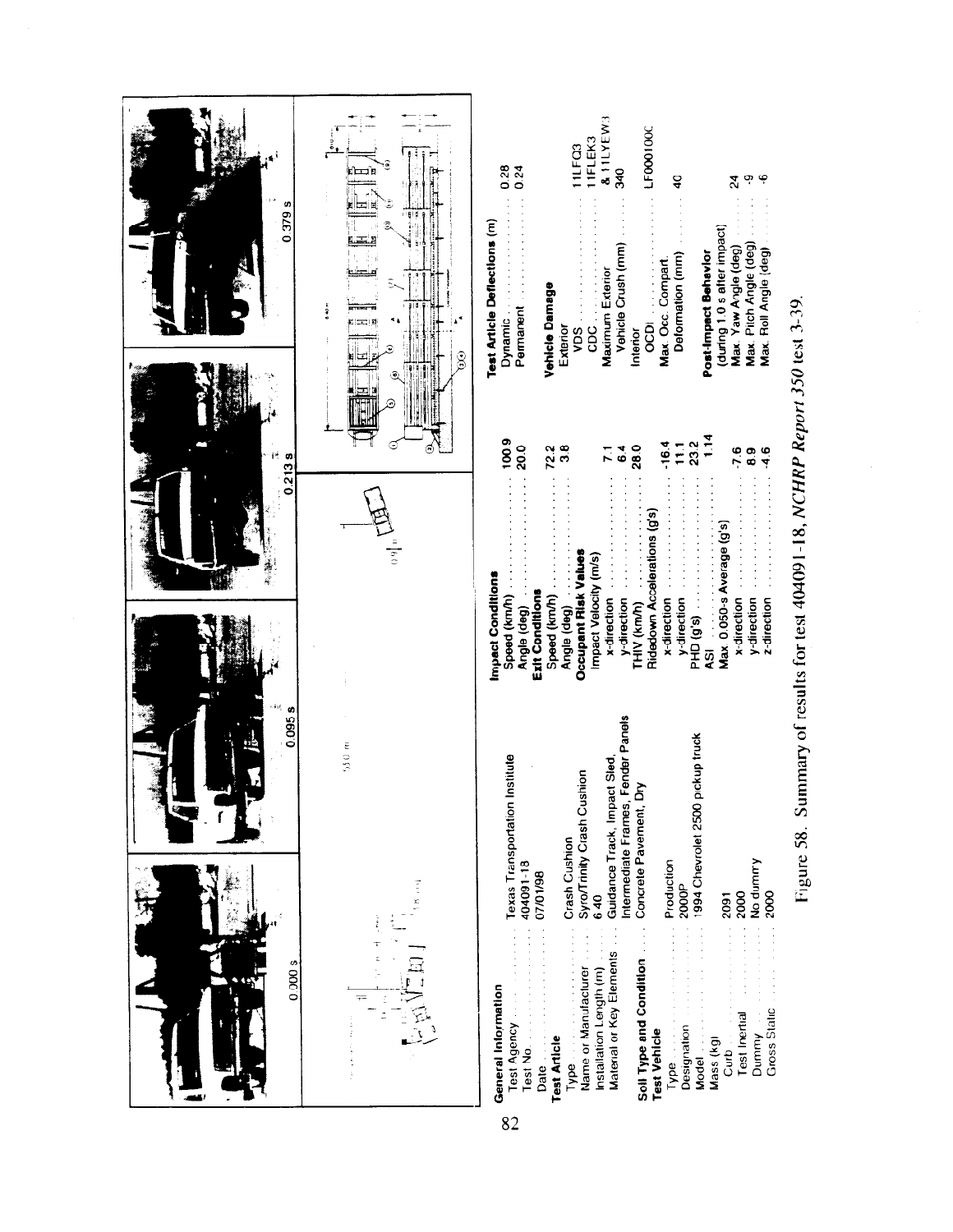0.000 s

0.095 s

0.213 s

0.379 s

| General Information | |
|---|---|
| Test Agency | Texas Transportation Institute |
| Test No. | 404091-18 |
| Date | 07/01/98 |
| **Test Article** | |
| Type | Crash Cushion |
| Name or Manufacturer | Syro/Trinity Crash Cushion |
| Installation Length (m) | 6.40 |
| Material or Key Elements | Guidance Track, Impact Sled, Intermediate Frames, Fender Panels |
| **Soil Type and Condition** | Concrete Pavement, Dry |
| **Test Vehicle** | |
| Type | Production |
| Designation | 2000P |
| Model | 1994 Chevrolet 2500 pickup truck |
| Mass (kg) | |
| Curb | 2091 |
| Test Inertial | 2000 |
| Dummy | No dummy |
| Gross Static | 2000 |

| Impact Conditions | |
|---|---|
| Speed (km/h) | 100.9 |
| Angle (deg) | 20.0 |
| **Exit Conditions** | |
| Speed (km/h) | 72.2 |
| Angle (deg) | 3.8 |
| **Occupant Risk Values** | |
| Impact Velocity (m/s) | |
| x-direction | 7.1 |
| y-direction | 6.4 |
| THIV (km/h) | 28.0 |
| Ridedown Accelerations (g's) | |
| x-direction | -16.4 |
| y-direction | 11.1 |
| PHD (g's) | 23.2 |
| ASI | 1.14 |
| Max. 0.050-s Average (g's) | |
| x-direction | -7.6 |
| y-direction | 8.9 |
| z-direction | -4.6 |

| Test Article Deflections (m) | |
|---|---|
| Dynamic | 0.28 |
| Permanent | 0.24 |
| **Vehicle Damage** | |
| Exterior | |
| VDS | 11LFQ3 |
| CDC | 11FLEK3 & 11LYEW3 |
| Maximum Exterior Vehicle Crush (mm) | 340 |
| Interior | |
| OCDI | LF0001000 |
| Max. Occ. Compart. Deformation (mm) | 40 |
| **Post-Impact Behavior** | |
| (during 1.0 s after impact) | |
| Max. Yaw Angle (deg) | 24 |
| Max. Pitch Angle (deg) | -9 |
| Max. Roll Angle (deg) | -6 |

Figure 58. Summary of results for test 404091-18, *NCHRP Report 350* test 3-39.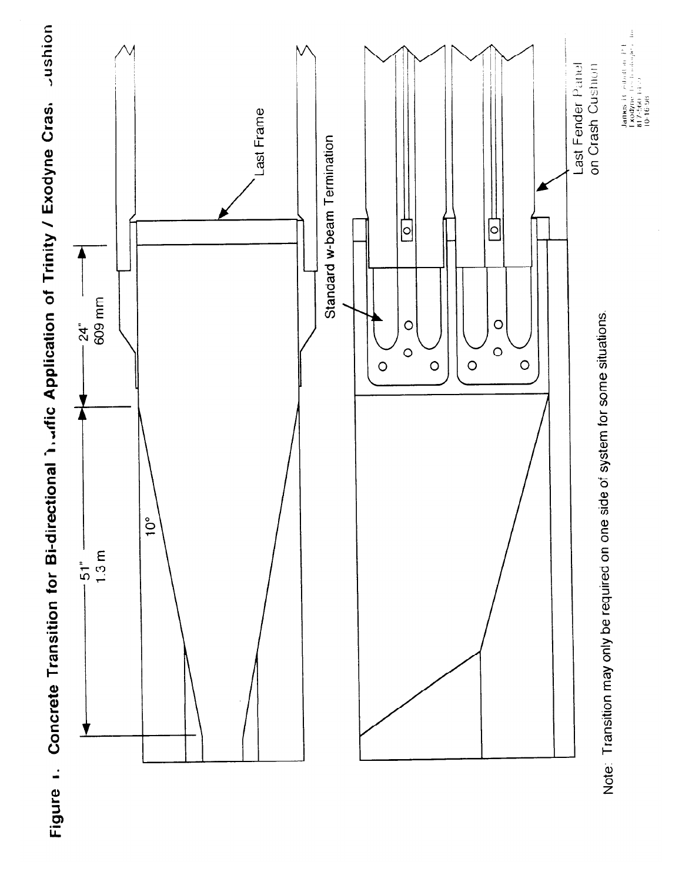# Figure 1. Concrete Transition for Bi-directional Traffic Application of Trinity / Exodyne Crash Cushion

Last Frame

24"
609 mm

51"
1.3 m

10°

Standard w-beam Termination

Last Fender Panel on Crash Cushion

Note: Transition may only be required on one side of system for some situations.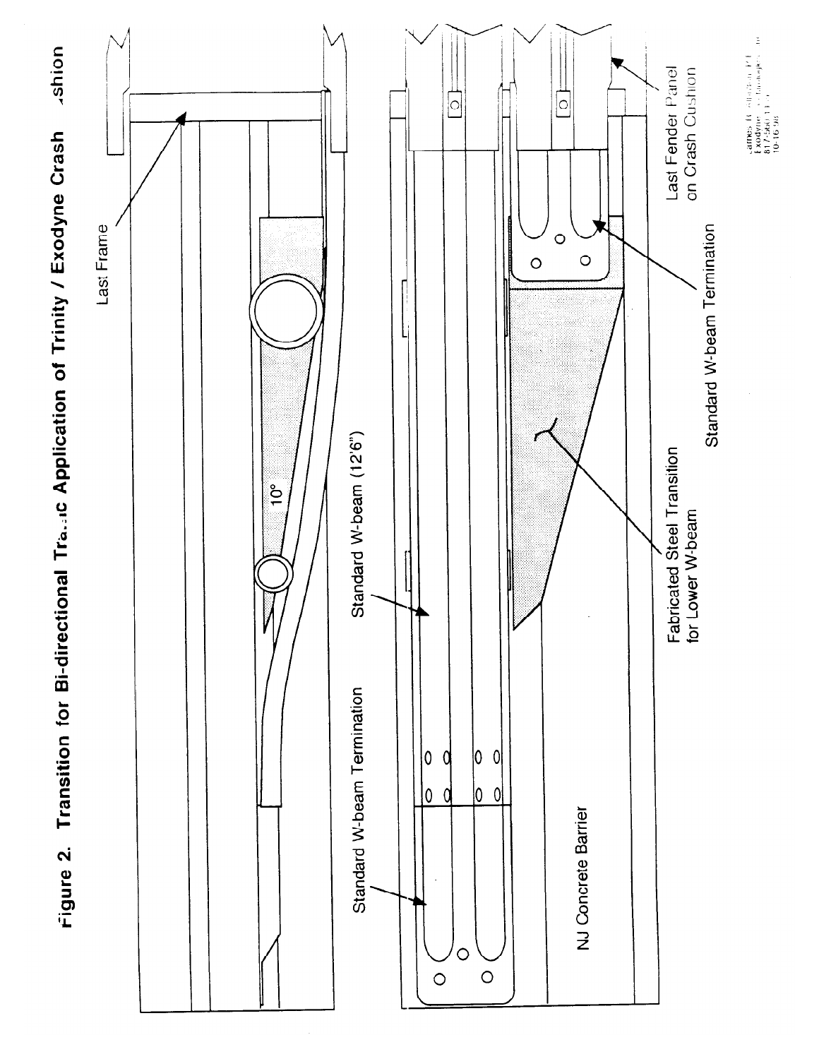# Figure 2. Transition for Bi-directional Traffic Application of Trinity / Exodyne Crash Cushion

Last Frame

10°

Standard W-beam Termination

Standard W-beam (12'6")

NJ Concrete Barrier

Fabricated Steel Transition for Lower W-beam

Standard W-beam Termination

Last Fender Panel on Crash Cushion

James R. Wellington, P.E.
Exodyne Technologies Inc.
817-560-1100
10-16-98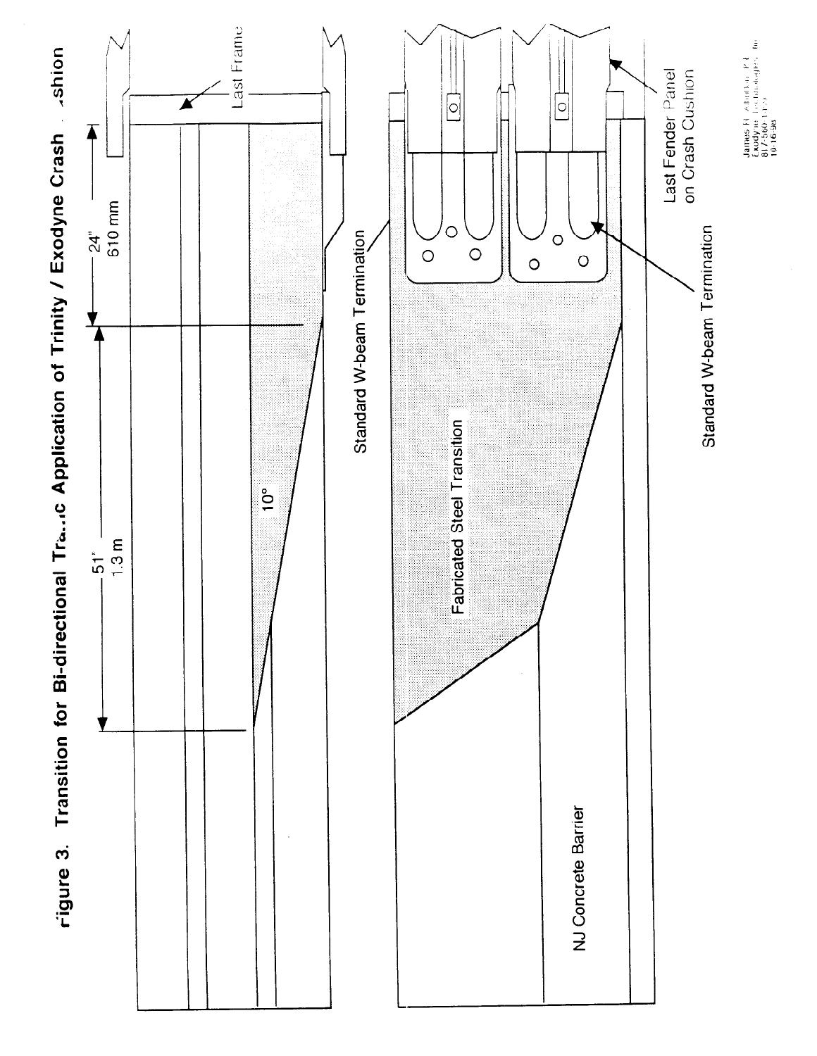Figure 3. Transition for Bi-directional Traffic Application of Trinity / Exodyne Crash Cushion

Last Frame

24"
610 mm

51"
1.3 m

10°

Standard W-beam Termination

Last Fender Panel
on Crash Cushion

Fabricated Steel Transition

Standard W-beam Termination

NJ Concrete Barrier

James R. Albritton, P.E.
Exodyne Technologies, Inc.
817-560-1150
10-16-98